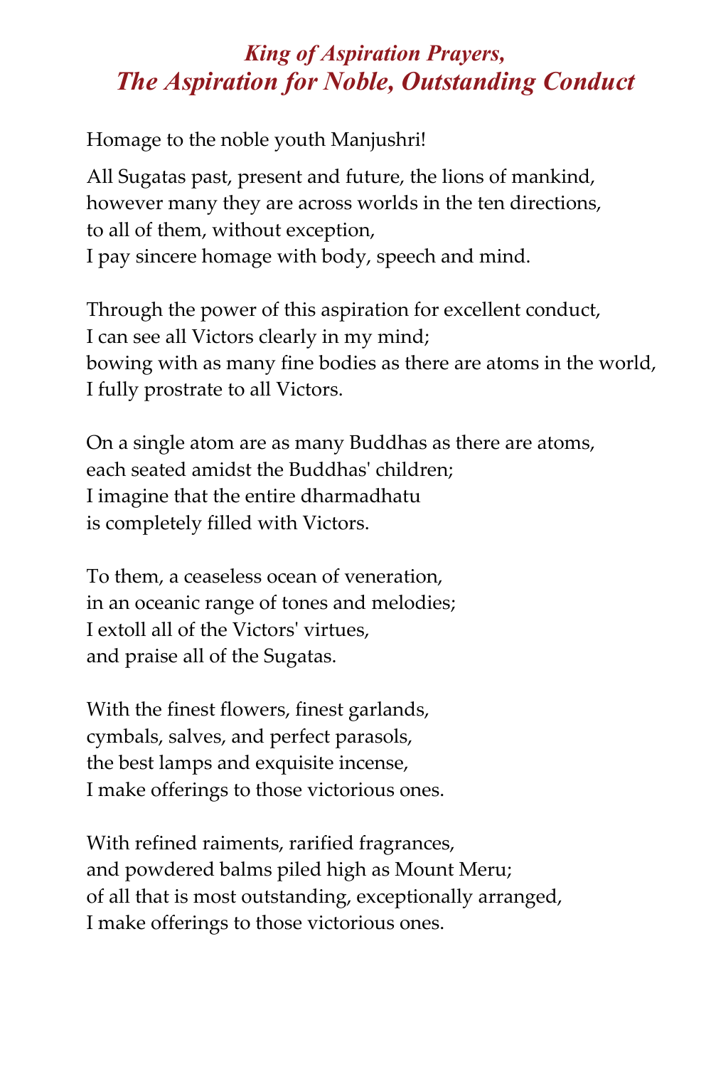## *King of Aspiration Prayers,*
# *The Aspiration for Noble, Outstanding Conduct*

Homage to the noble youth Manjushri!

All Sugatas past, present and future, the lions of mankind,
however many they are across worlds in the ten directions,
to all of them, without exception,
I pay sincere homage with body, speech and mind.

Through the power of this aspiration for excellent conduct,
I can see all Victors clearly in my mind;
bowing with as many fine bodies as there are atoms in the world,
I fully prostrate to all Victors.

On a single atom are as many Buddhas as there are atoms,
each seated amidst the Buddhas' children;
I imagine that the entire dharmadhatu
is completely filled with Victors.

To them, a ceaseless ocean of veneration,
in an oceanic range of tones and melodies;
I extoll all of the Victors' virtues,
and praise all of the Sugatas.

With the finest flowers, finest garlands,
cymbals, salves, and perfect parasols,
the best lamps and exquisite incense,
I make offerings to those victorious ones.

With refined raiments, rarified fragrances,
and powdered balms piled high as Mount Meru;
of all that is most outstanding, exceptionally arranged,
I make offerings to those victorious ones.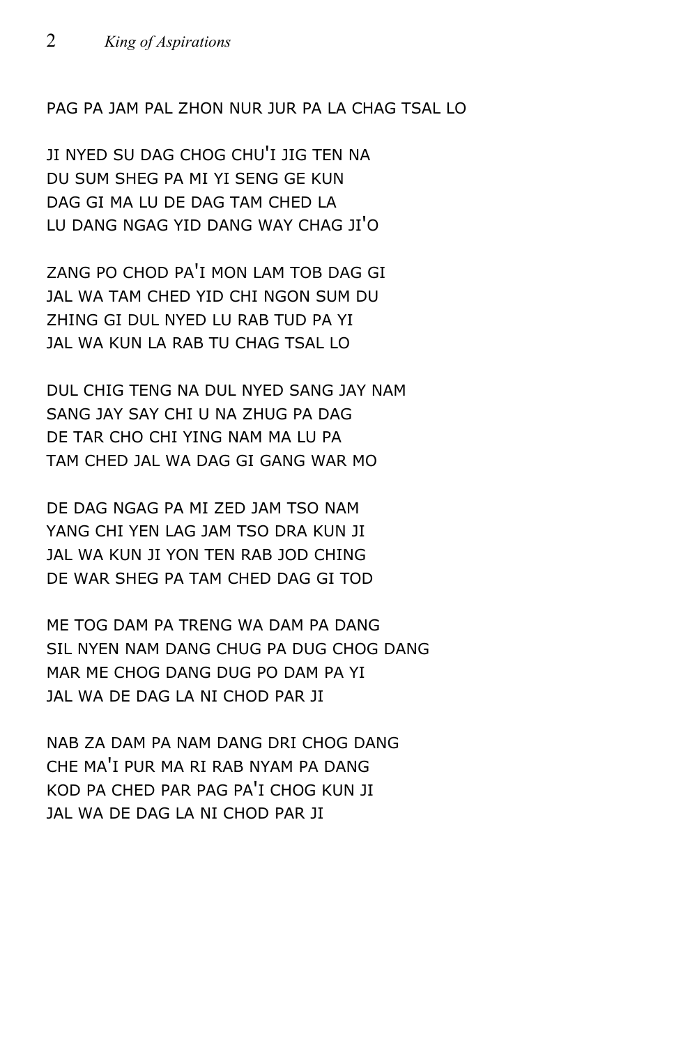PAG PA JAM PAL ZHON NUR JUR PA LA CHAG TSAL LO

JI NYED SU DAG CHOG CHU'I JIG TEN NA
DU SUM SHEG PA MI YI SENG GE KUN
DAG GI MA LU DE DAG TAM CHED LA
LU DANG NGAG YID DANG WAY CHAG JI'O

ZANG PO CHOD PA'I MON LAM TOB DAG GI
JAL WA TAM CHED YID CHI NGON SUM DU
ZHING GI DUL NYED LU RAB TUD PA YI
JAL WA KUN LA RAB TU CHAG TSAL LO

DUL CHIG TENG NA DUL NYED SANG JAY NAM
SANG JAY SAY CHI U NA ZHUG PA DAG
DE TAR CHO CHI YING NAM MA LU PA
TAM CHED JAL WA DAG GI GANG WAR MO

DE DAG NGAG PA MI ZED JAM TSO NAM
YANG CHI YEN LAG JAM TSO DRA KUN JI
JAL WA KUN JI YON TEN RAB JOD CHING
DE WAR SHEG PA TAM CHED DAG GI TOD

ME TOG DAM PA TRENG WA DAM PA DANG
SIL NYEN NAM DANG CHUG PA DUG CHOG DANG
MAR ME CHOG DANG DUG PO DAM PA YI
JAL WA DE DAG LA NI CHOD PAR JI

NAB ZA DAM PA NAM DANG DRI CHOG DANG
CHE MA'I PUR MA RI RAB NYAM PA DANG
KOD PA CHED PAR PAG PA'I CHOG KUN JI
JAL WA DE DAG LA NI CHOD PAR JI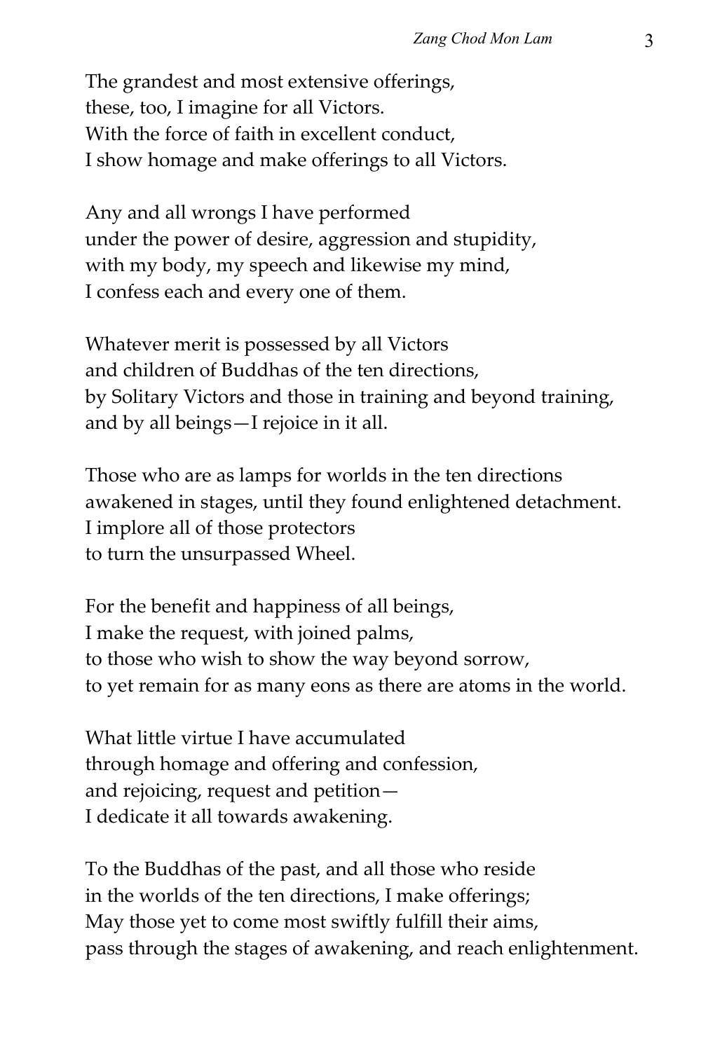The grandest and most extensive offerings,
these, too, I imagine for all Victors.
With the force of faith in excellent conduct,
I show homage and make offerings to all Victors.

Any and all wrongs I have performed
under the power of desire, aggression and stupidity,
with my body, my speech and likewise my mind,
I confess each and every one of them.

Whatever merit is possessed by all Victors
and children of Buddhas of the ten directions,
by Solitary Victors and those in training and beyond training,
and by all beings—I rejoice in it all.

Those who are as lamps for worlds in the ten directions
awakened in stages, until they found enlightened detachment.
I implore all of those protectors
to turn the unsurpassed Wheel.

For the benefit and happiness of all beings,
I make the request, with joined palms,
to those who wish to show the way beyond sorrow,
to yet remain for as many eons as there are atoms in the world.

What little virtue I have accumulated
through homage and offering and confession,
and rejoicing, request and petition—
I dedicate it all towards awakening.

To the Buddhas of the past, and all those who reside
in the worlds of the ten directions, I make offerings;
May those yet to come most swiftly fulfill their aims,
pass through the stages of awakening, and reach enlightenment.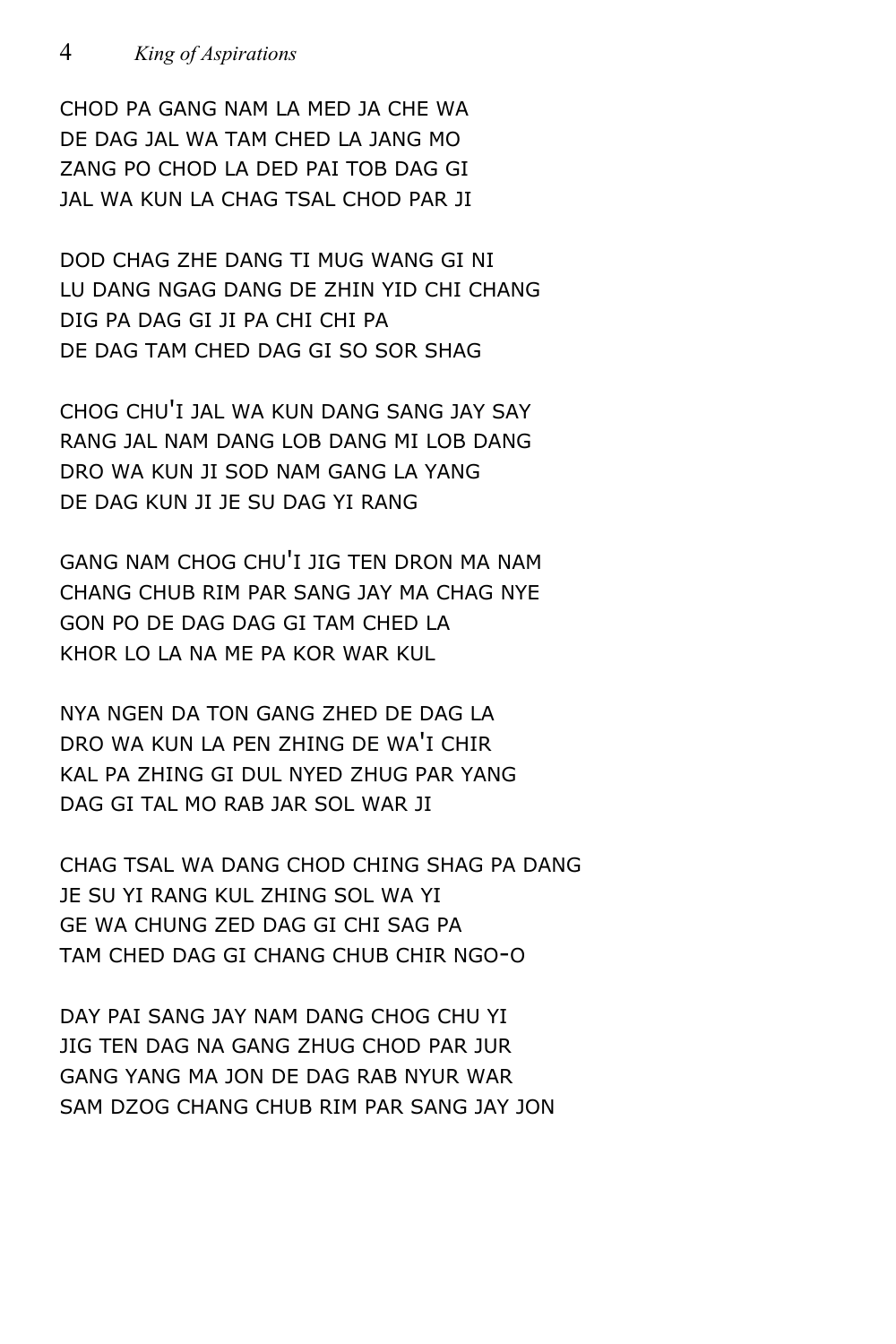CHOD PA GANG NAM LA MED JA CHE WA  
DE DAG JAL WA TAM CHED LA JANG MO  
ZANG PO CHOD LA DED PAI TOB DAG GI  
JAL WA KUN LA CHAG TSAL CHOD PAR JI

DOD CHAG ZHE DANG TI MUG WANG GI NI  
LU DANG NGAG DANG DE ZHIN YID CHI CHANG  
DIG PA DAG GI JI PA CHI CHI PA  
DE DAG TAM CHED DAG GI SO SOR SHAG

CHOG CHU'I JAL WA KUN DANG SANG JAY SAY  
RANG JAL NAM DANG LOB DANG MI LOB DANG  
DRO WA KUN JI SOD NAM GANG LA YANG  
DE DAG KUN JI JE SU DAG YI RANG

GANG NAM CHOG CHU'I JIG TEN DRON MA NAM  
CHANG CHUB RIM PAR SANG JAY MA CHAG NYE  
GON PO DE DAG DAG GI TAM CHED LA  
KHOR LO LA NA ME PA KOR WAR KUL

NYA NGEN DA TON GANG ZHED DE DAG LA  
DRO WA KUN LA PEN ZHING DE WA'I CHIR  
KAL PA ZHING GI DUL NYED ZHUG PAR YANG  
DAG GI TAL MO RAB JAR SOL WAR JI

CHAG TSAL WA DANG CHOD CHING SHAG PA DANG  
JE SU YI RANG KUL ZHING SOL WA YI  
GE WA CHUNG ZED DAG GI CHI SAG PA  
TAM CHED DAG GI CHANG CHUB CHIR NGO-O

DAY PAI SANG JAY NAM DANG CHOG CHU YI  
JIG TEN DAG NA GANG ZHUG CHOD PAR JUR  
GANG YANG MA JON DE DAG RAB NYUR WAR  
SAM DZOG CHANG CHUB RIM PAR SANG JAY JON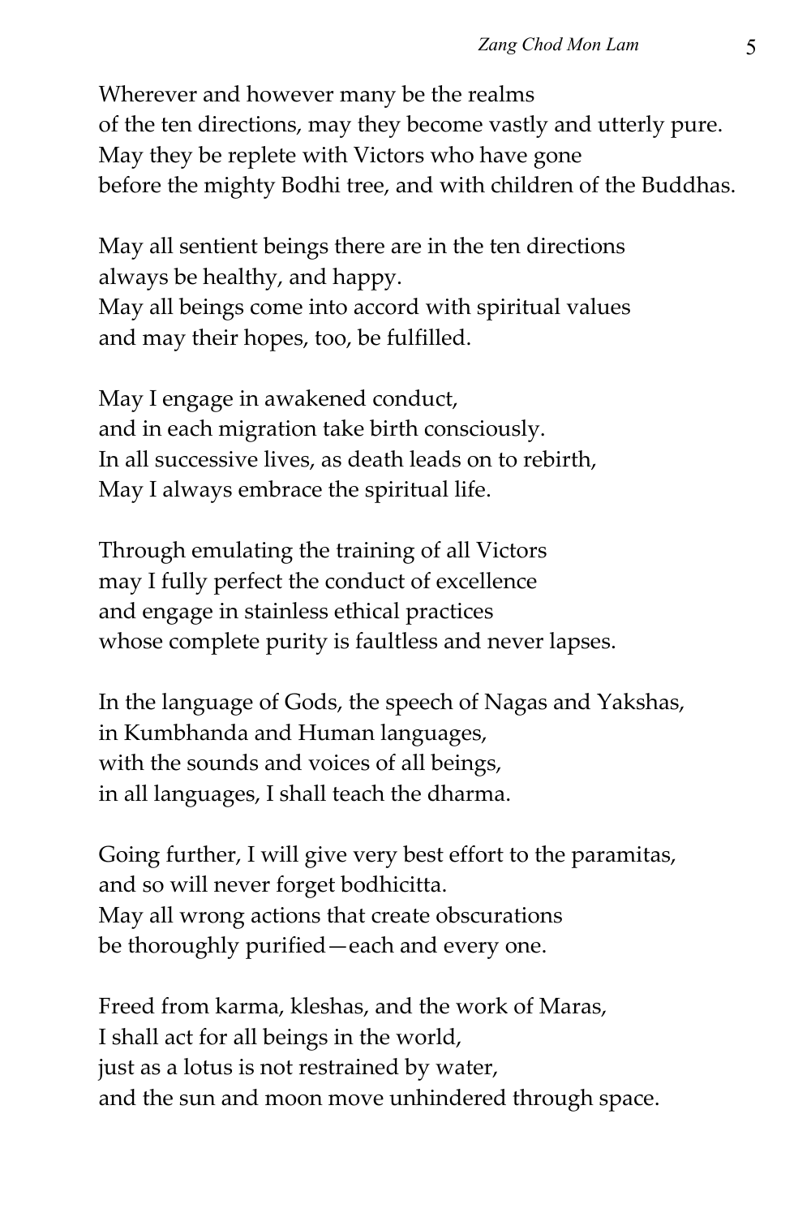Wherever and however many be the realms
of the ten directions, may they become vastly and utterly pure.
May they be replete with Victors who have gone
before the mighty Bodhi tree, and with children of the Buddhas.

May all sentient beings there are in the ten directions
always be healthy, and happy.
May all beings come into accord with spiritual values
and may their hopes, too, be fulfilled.

May I engage in awakened conduct,
and in each migration take birth consciously.
In all successive lives, as death leads on to rebirth,
May I always embrace the spiritual life.

Through emulating the training of all Victors
may I fully perfect the conduct of excellence
and engage in stainless ethical practices
whose complete purity is faultless and never lapses.

In the language of Gods, the speech of Nagas and Yakshas,
in Kumbhanda and Human languages,
with the sounds and voices of all beings,
in all languages, I shall teach the dharma.

Going further, I will give very best effort to the paramitas,
and so will never forget bodhicitta.
May all wrong actions that create obscurations
be thoroughly purified—each and every one.

Freed from karma, kleshas, and the work of Maras,
I shall act for all beings in the world,
just as a lotus is not restrained by water,
and the sun and moon move unhindered through space.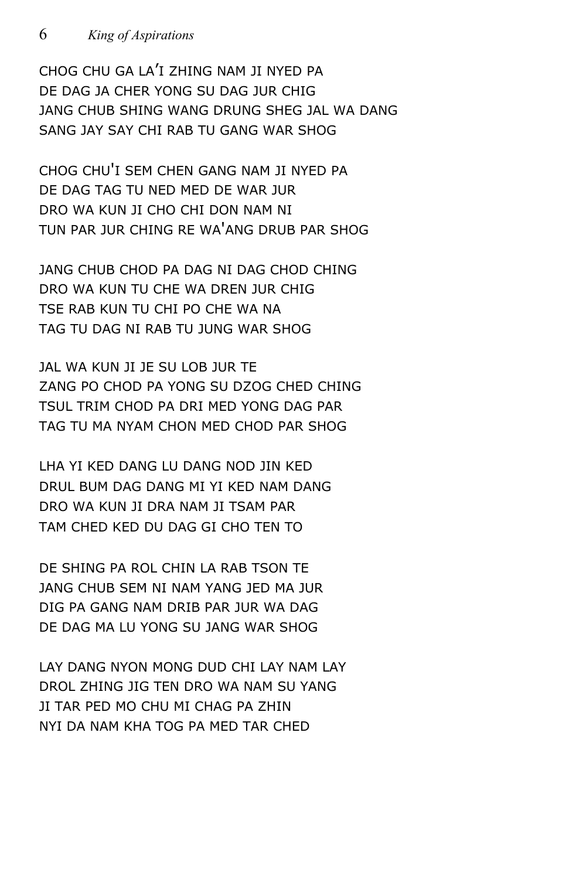CHOG CHU GA LA'I ZHING NAM JI NYED PA
DE DAG JA CHER YONG SU DAG JUR CHIG
JANG CHUB SHING WANG DRUNG SHEG JAL WA DANG
SANG JAY SAY CHI RAB TU GANG WAR SHOG

CHOG CHU'I SEM CHEN GANG NAM JI NYED PA
DE DAG TAG TU NED MED DE WAR JUR
DRO WA KUN JI CHO CHI DON NAM NI
TUN PAR JUR CHING RE WA'ANG DRUB PAR SHOG

JANG CHUB CHOD PA DAG NI DAG CHOD CHING
DRO WA KUN TU CHE WA DREN JUR CHIG
TSE RAB KUN TU CHI PO CHE WA NA
TAG TU DAG NI RAB TU JUNG WAR SHOG

JAL WA KUN JI JE SU LOB JUR TE
ZANG PO CHOD PA YONG SU DZOG CHED CHING
TSUL TRIM CHOD PA DRI MED YONG DAG PAR
TAG TU MA NYAM CHON MED CHOD PAR SHOG

LHA YI KED DANG LU DANG NOD JIN KED
DRUL BUM DAG DANG MI YI KED NAM DANG
DRO WA KUN JI DRA NAM JI TSAM PAR
TAM CHED KED DU DAG GI CHO TEN TO

DE SHING PA ROL CHIN LA RAB TSON TE
JANG CHUB SEM NI NAM YANG JED MA JUR
DIG PA GANG NAM DRIB PAR JUR WA DAG
DE DAG MA LU YONG SU JANG WAR SHOG

LAY DANG NYON MONG DUD CHI LAY NAM LAY
DROL ZHING JIG TEN DRO WA NAM SU YANG
JI TAR PED MO CHU MI CHAG PA ZHIN
NYI DA NAM KHA TOG PA MED TAR CHED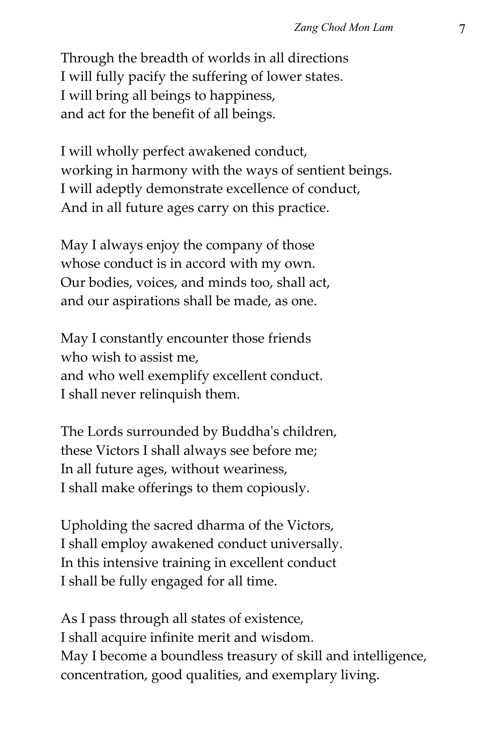Through the breadth of worlds in all directions
I will fully pacify the suffering of lower states.
I will bring all beings to happiness,
and act for the benefit of all beings.

I will wholly perfect awakened conduct,
working in harmony with the ways of sentient beings.
I will adeptly demonstrate excellence of conduct,
And in all future ages carry on this practice.

May I always enjoy the company of those
whose conduct is in accord with my own.
Our bodies, voices, and minds too, shall act,
and our aspirations shall be made, as one.

May I constantly encounter those friends
who wish to assist me,
and who well exemplify excellent conduct.
I shall never relinquish them.

The Lords surrounded by Buddha's children,
these Victors I shall always see before me;
In all future ages, without weariness,
I shall make offerings to them copiously.

Upholding the sacred dharma of the Victors,
I shall employ awakened conduct universally.
In this intensive training in excellent conduct
I shall be fully engaged for all time.

As I pass through all states of existence,
I shall acquire infinite merit and wisdom.
May I become a boundless treasury of skill and intelligence,
concentration, good qualities, and exemplary living.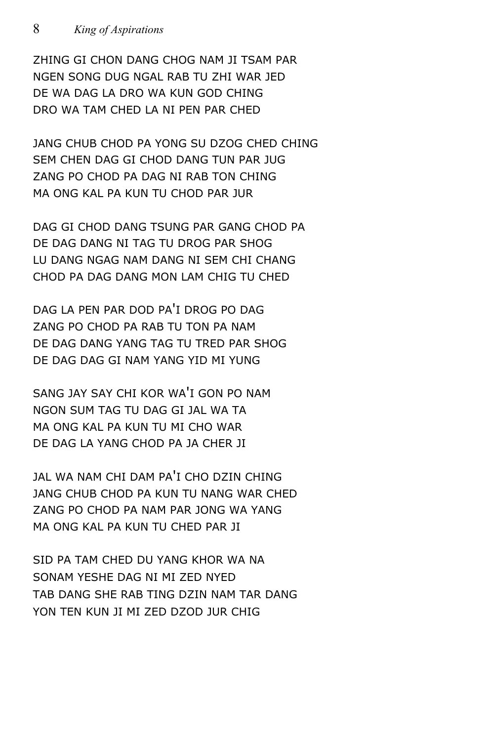ZHING GI CHON DANG CHOG NAM JI TSAM PAR
NGEN SONG DUG NGAL RAB TU ZHI WAR JED
DE WA DAG LA DRO WA KUN GOD CHING
DRO WA TAM CHED LA NI PEN PAR CHED

JANG CHUB CHOD PA YONG SU DZOG CHED CHING
SEM CHEN DAG GI CHOD DANG TUN PAR JUG
ZANG PO CHOD PA DAG NI RAB TON CHING
MA ONG KAL PA KUN TU CHOD PAR JUR

DAG GI CHOD DANG TSUNG PAR GANG CHOD PA
DE DAG DANG NI TAG TU DROG PAR SHOG
LU DANG NGAG NAM DANG NI SEM CHI CHANG
CHOD PA DAG DANG MON LAM CHIG TU CHED

DAG LA PEN PAR DOD PA'I DROG PO DAG
ZANG PO CHOD PA RAB TU TON PA NAM
DE DAG DANG YANG TAG TU TRED PAR SHOG
DE DAG DAG GI NAM YANG YID MI YUNG

SANG JAY SAY CHI KOR WA'I GON PO NAM
NGON SUM TAG TU DAG GI JAL WA TA
MA ONG KAL PA KUN TU MI CHO WAR
DE DAG LA YANG CHOD PA JA CHER JI

JAL WA NAM CHI DAM PA'I CHO DZIN CHING
JANG CHUB CHOD PA KUN TU NANG WAR CHED
ZANG PO CHOD PA NAM PAR JONG WA YANG
MA ONG KAL PA KUN TU CHED PAR JI

SID PA TAM CHED DU YANG KHOR WA NA
SONAM YESHE DAG NI MI ZED NYED
TAB DANG SHE RAB TING DZIN NAM TAR DANG
YON TEN KUN JI MI ZED DZOD JUR CHIG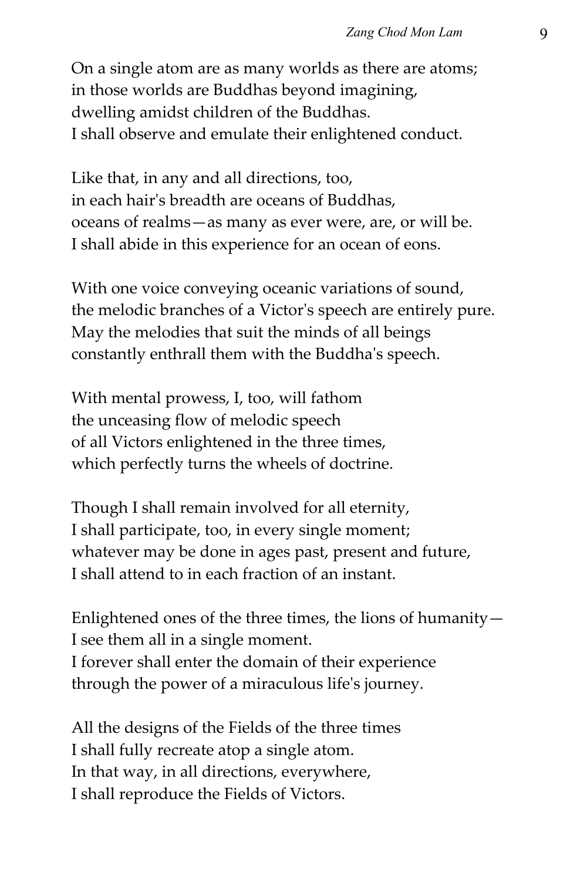On a single atom are as many worlds as there are atoms;
in those worlds are Buddhas beyond imagining,
dwelling amidst children of the Buddhas.
I shall observe and emulate their enlightened conduct.

Like that, in any and all directions, too,
in each hair's breadth are oceans of Buddhas,
oceans of realms—as many as ever were, are, or will be.
I shall abide in this experience for an ocean of eons.

With one voice conveying oceanic variations of sound,
the melodic branches of a Victor's speech are entirely pure.
May the melodies that suit the minds of all beings
constantly enthrall them with the Buddha's speech.

With mental prowess, I, too, will fathom
the unceasing flow of melodic speech
of all Victors enlightened in the three times,
which perfectly turns the wheels of doctrine.

Though I shall remain involved for all eternity,
I shall participate, too, in every single moment;
whatever may be done in ages past, present and future,
I shall attend to in each fraction of an instant.

Enlightened ones of the three times, the lions of humanity—
I see them all in a single moment.
I forever shall enter the domain of their experience
through the power of a miraculous life's journey.

All the designs of the Fields of the three times
I shall fully recreate atop a single atom.
In that way, in all directions, everywhere,
I shall reproduce the Fields of Victors.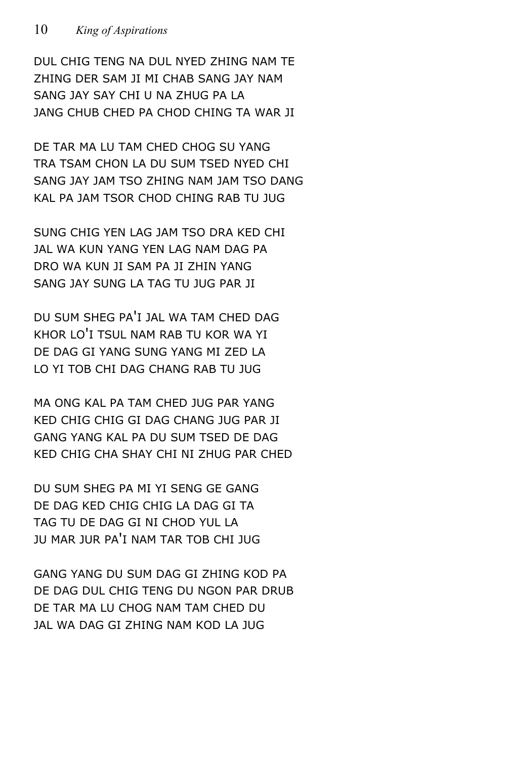DUL CHIG TENG NA DUL NYED ZHING NAM TE
ZHING DER SAM JI MI CHAB SANG JAY NAM
SANG JAY SAY CHI U NA ZHUG PA LA
JANG CHUB CHED PA CHOD CHING TA WAR JI

DE TAR MA LU TAM CHED CHOG SU YANG
TRA TSAM CHON LA DU SUM TSED NYED CHI
SANG JAY JAM TSO ZHING NAM JAM TSO DANG
KAL PA JAM TSOR CHOD CHING RAB TU JUG

SUNG CHIG YEN LAG JAM TSO DRA KED CHI
JAL WA KUN YANG YEN LAG NAM DAG PA
DRO WA KUN JI SAM PA JI ZHIN YANG
SANG JAY SUNG LA TAG TU JUG PAR JI

DU SUM SHEG PA'I JAL WA TAM CHED DAG
KHOR LO'I TSUL NAM RAB TU KOR WA YI
DE DAG GI YANG SUNG YANG MI ZED LA
LO YI TOB CHI DAG CHANG RAB TU JUG

MA ONG KAL PA TAM CHED JUG PAR YANG
KED CHIG CHIG GI DAG CHANG JUG PAR JI
GANG YANG KAL PA DU SUM TSED DE DAG
KED CHIG CHA SHAY CHI NI ZHUG PAR CHED

DU SUM SHEG PA MI YI SENG GE GANG
DE DAG KED CHIG CHIG LA DAG GI TA
TAG TU DE DAG GI NI CHOD YUL LA
JU MAR JUR PA'I NAM TAR TOB CHI JUG

GANG YANG DU SUM DAG GI ZHING KOD PA
DE DAG DUL CHIG TENG DU NGON PAR DRUB
DE TAR MA LU CHOG NAM TAM CHED DU
JAL WA DAG GI ZHING NAM KOD LA JUG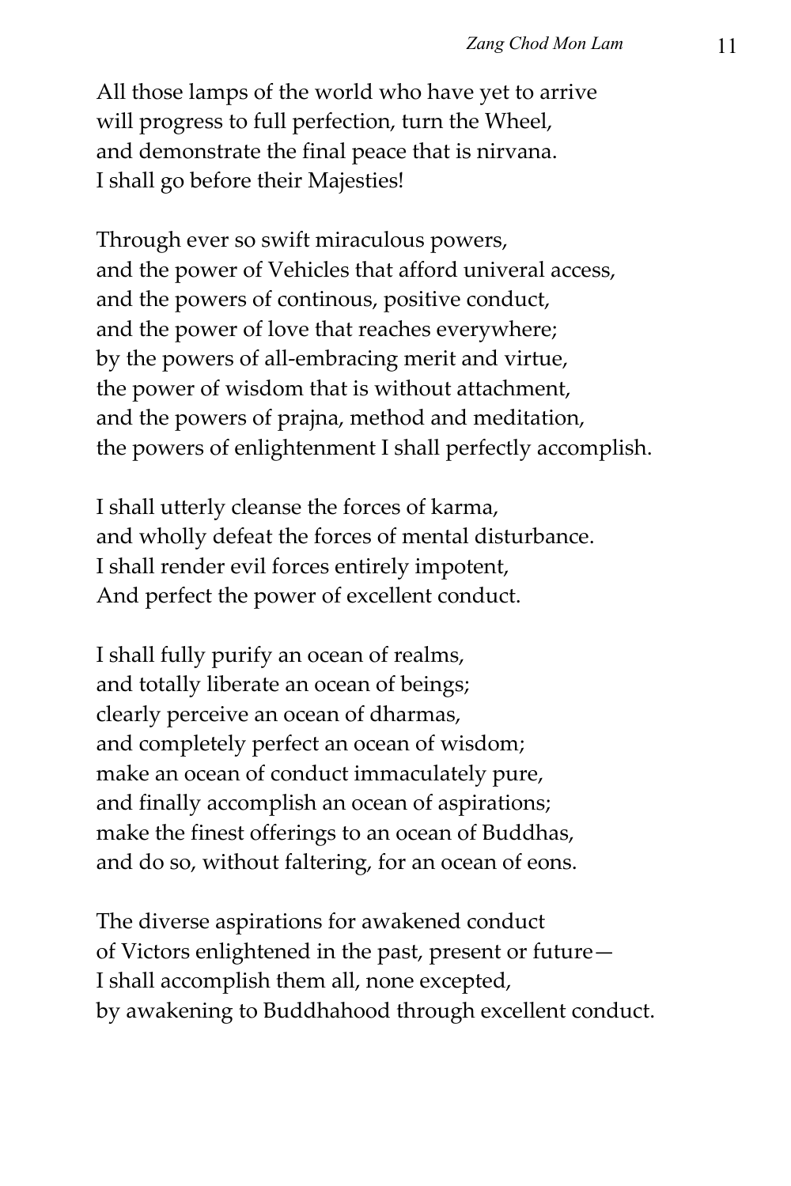All those lamps of the world who have yet to arrive
will progress to full perfection, turn the Wheel,
and demonstrate the final peace that is nirvana.
I shall go before their Majesties!

Through ever so swift miraculous powers,
and the power of Vehicles that afford univeral access,
and the powers of continous, positive conduct,
and the power of love that reaches everywhere;
by the powers of all-embracing merit and virtue,
the power of wisdom that is without attachment,
and the powers of prajna, method and meditation,
the powers of enlightenment I shall perfectly accomplish.

I shall utterly cleanse the forces of karma,
and wholly defeat the forces of mental disturbance.
I shall render evil forces entirely impotent,
And perfect the power of excellent conduct.

I shall fully purify an ocean of realms,
and totally liberate an ocean of beings;
clearly perceive an ocean of dharmas,
and completely perfect an ocean of wisdom;
make an ocean of conduct immaculately pure,
and finally accomplish an ocean of aspirations;
make the finest offerings to an ocean of Buddhas,
and do so, without faltering, for an ocean of eons.

The diverse aspirations for awakened conduct
of Victors enlightened in the past, present or future—
I shall accomplish them all, none excepted,
by awakening to Buddhahood through excellent conduct.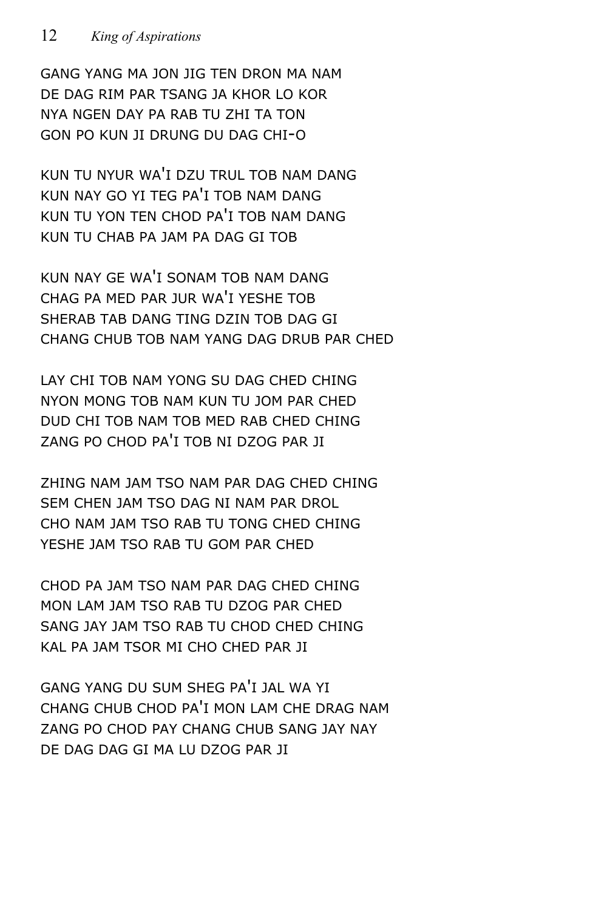GANG YANG MA JON JIG TEN DRON MA NAM
DE DAG RIM PAR TSANG JA KHOR LO KOR
NYA NGEN DAY PA RAB TU ZHI TA TON
GON PO KUN JI DRUNG DU DAG CHI-O

KUN TU NYUR WA'I DZU TRUL TOB NAM DANG
KUN NAY GO YI TEG PA'I TOB NAM DANG
KUN TU YON TEN CHOD PA'I TOB NAM DANG
KUN TU CHAB PA JAM PA DAG GI TOB

KUN NAY GE WA'I SONAM TOB NAM DANG
CHAG PA MED PAR JUR WA'I YESHE TOB
SHERAB TAB DANG TING DZIN TOB DAG GI
CHANG CHUB TOB NAM YANG DAG DRUB PAR CHED

LAY CHI TOB NAM YONG SU DAG CHED CHING
NYON MONG TOB NAM KUN TU JOM PAR CHED
DUD CHI TOB NAM TOB MED RAB CHED CHING
ZANG PO CHOD PA'I TOB NI DZOG PAR JI

ZHING NAM JAM TSO NAM PAR DAG CHED CHING
SEM CHEN JAM TSO DAG NI NAM PAR DROL
CHO NAM JAM TSO RAB TU TONG CHED CHING
YESHE JAM TSO RAB TU GOM PAR CHED

CHOD PA JAM TSO NAM PAR DAG CHED CHING
MON LAM JAM TSO RAB TU DZOG PAR CHED
SANG JAY JAM TSO RAB TU CHOD CHED CHING
KAL PA JAM TSOR MI CHO CHED PAR JI

GANG YANG DU SUM SHEG PA'I JAL WA YI
CHANG CHUB CHOD PA'I MON LAM CHE DRAG NAM
ZANG PO CHOD PAY CHANG CHUB SANG JAY NAY
DE DAG DAG GI MA LU DZOG PAR JI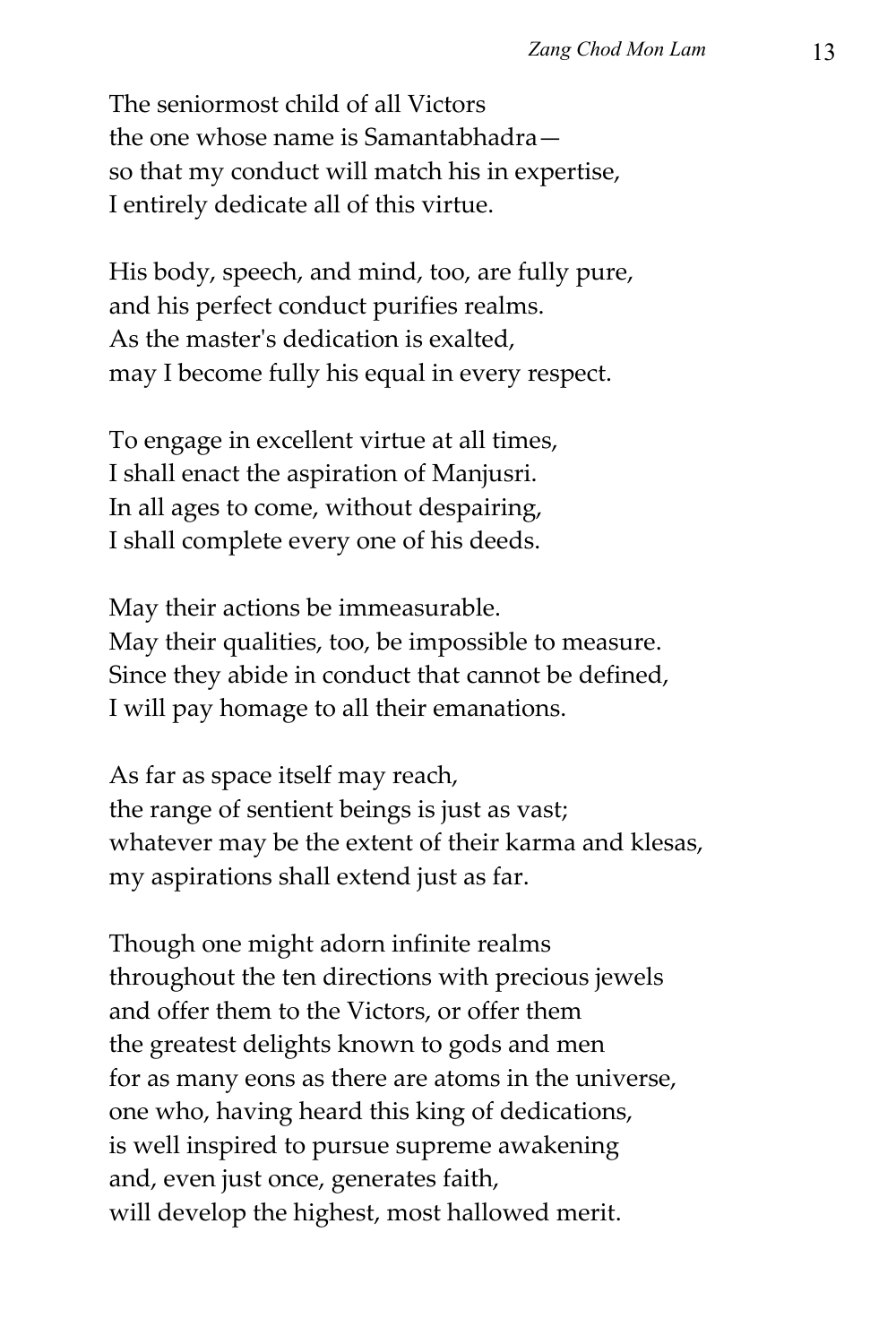The seniormost child of all Victors
the one whose name is Samantabhadra—
so that my conduct will match his in expertise,
I entirely dedicate all of this virtue.

His body, speech, and mind, too, are fully pure,
and his perfect conduct purifies realms.
As the master's dedication is exalted,
may I become fully his equal in every respect.

To engage in excellent virtue at all times,
I shall enact the aspiration of Manjusri.
In all ages to come, without despairing,
I shall complete every one of his deeds.

May their actions be immeasurable.
May their qualities, too, be impossible to measure.
Since they abide in conduct that cannot be defined,
I will pay homage to all their emanations.

As far as space itself may reach,
the range of sentient beings is just as vast;
whatever may be the extent of their karma and klesas,
my aspirations shall extend just as far.

Though one might adorn infinite realms
throughout the ten directions with precious jewels
and offer them to the Victors, or offer them
the greatest delights known to gods and men
for as many eons as there are atoms in the universe,
one who, having heard this king of dedications,
is well inspired to pursue supreme awakening
and, even just once, generates faith,
will develop the highest, most hallowed merit.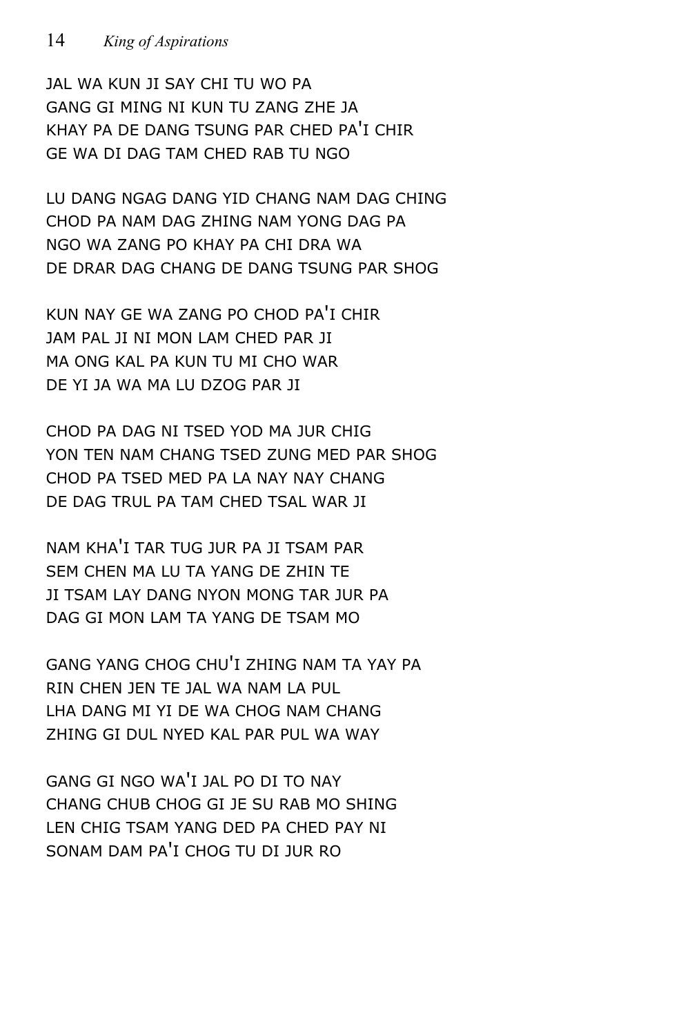JAL WA KUN JI SAY CHI TU WO PA
GANG GI MING NI KUN TU ZANG ZHE JA
KHAY PA DE DANG TSUNG PAR CHED PA'I CHIR
GE WA DI DAG TAM CHED RAB TU NGO

LU DANG NGAG DANG YID CHANG NAM DAG CHING
CHOD PA NAM DAG ZHING NAM YONG DAG PA
NGO WA ZANG PO KHAY PA CHI DRA WA
DE DRAR DAG CHANG DE DANG TSUNG PAR SHOG

KUN NAY GE WA ZANG PO CHOD PA'I CHIR
JAM PAL JI NI MON LAM CHED PAR JI
MA ONG KAL PA KUN TU MI CHO WAR
DE YI JA WA MA LU DZOG PAR JI

CHOD PA DAG NI TSED YOD MA JUR CHIG
YON TEN NAM CHANG TSED ZUNG MED PAR SHOG
CHOD PA TSED MED PA LA NAY NAY CHANG
DE DAG TRUL PA TAM CHED TSAL WAR JI

NAM KHA'I TAR TUG JUR PA JI TSAM PAR
SEM CHEN MA LU TA YANG DE ZHIN TE
JI TSAM LAY DANG NYON MONG TAR JUR PA
DAG GI MON LAM TA YANG DE TSAM MO

GANG YANG CHOG CHU'I ZHING NAM TA YAY PA
RIN CHEN JEN TE JAL WA NAM LA PUL
LHA DANG MI YI DE WA CHOG NAM CHANG
ZHING GI DUL NYED KAL PAR PUL WA WAY

GANG GI NGO WA'I JAL PO DI TO NAY
CHANG CHUB CHOG GI JE SU RAB MO SHING
LEN CHIG TSAM YANG DED PA CHED PAY NI
SONAM DAM PA'I CHOG TU DI JUR RO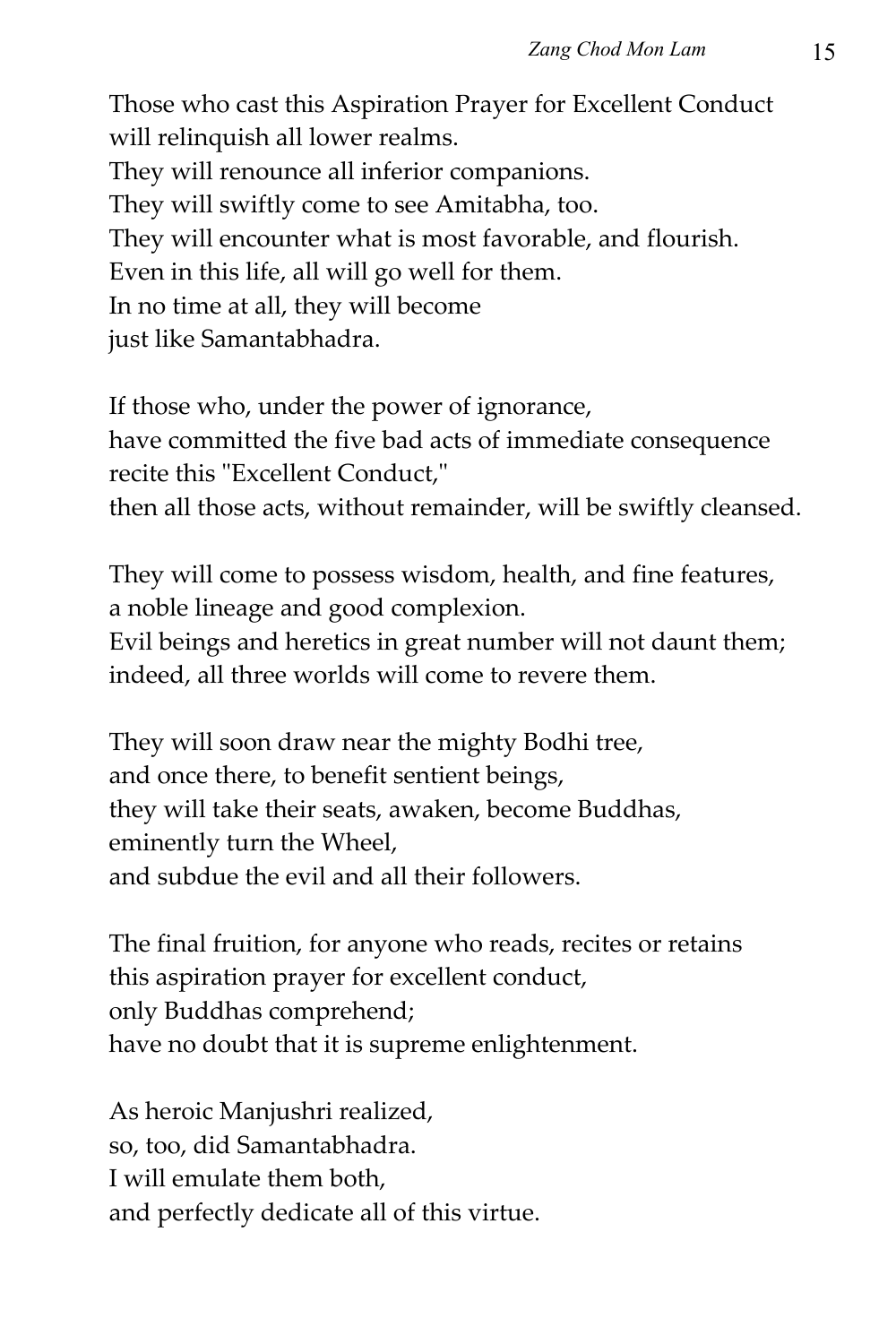Those who cast this Aspiration Prayer for Excellent Conduct
will relinquish all lower realms.
They will renounce all inferior companions.
They will swiftly come to see Amitabha, too.
They will encounter what is most favorable, and flourish.
Even in this life, all will go well for them.
In no time at all, they will become
just like Samantabhadra.

If those who, under the power of ignorance,
have committed the five bad acts of immediate consequence
recite this "Excellent Conduct,"
then all those acts, without remainder, will be swiftly cleansed.

They will come to possess wisdom, health, and fine features,
a noble lineage and good complexion.
Evil beings and heretics in great number will not daunt them;
indeed, all three worlds will come to revere them.

They will soon draw near the mighty Bodhi tree,
and once there, to benefit sentient beings,
they will take their seats, awaken, become Buddhas,
eminently turn the Wheel,
and subdue the evil and all their followers.

The final fruition, for anyone who reads, recites or retains
this aspiration prayer for excellent conduct,
only Buddhas comprehend;
have no doubt that it is supreme enlightenment.

As heroic Manjushri realized,
so, too, did Samantabhadra.
I will emulate them both,
and perfectly dedicate all of this virtue.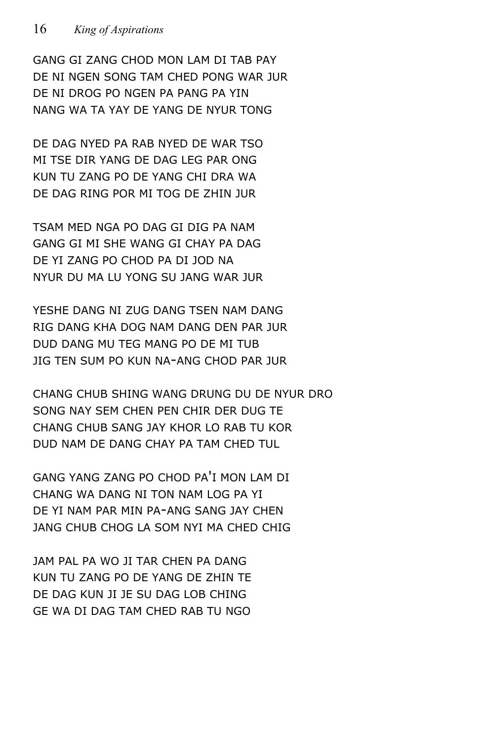GANG GI ZANG CHOD MON LAM DI TAB PAY
DE NI NGEN SONG TAM CHED PONG WAR JUR
DE NI DROG PO NGEN PA PANG PA YIN
NANG WA TA YAY DE YANG DE NYUR TONG

DE DAG NYED PA RAB NYED DE WAR TSO
MI TSE DIR YANG DE DAG LEG PAR ONG
KUN TU ZANG PO DE YANG CHI DRA WA
DE DAG RING POR MI TOG DE ZHIN JUR

TSAM MED NGA PO DAG GI DIG PA NAM
GANG GI MI SHE WANG GI CHAY PA DAG
DE YI ZANG PO CHOD PA DI JOD NA
NYUR DU MA LU YONG SU JANG WAR JUR

YESHE DANG NI ZUG DANG TSEN NAM DANG
RIG DANG KHA DOG NAM DANG DEN PAR JUR
DUD DANG MU TEG MANG PO DE MI TUB
JIG TEN SUM PO KUN NA-ANG CHOD PAR JUR

CHANG CHUB SHING WANG DRUNG DU DE NYUR DRO
SONG NAY SEM CHEN PEN CHIR DER DUG TE
CHANG CHUB SANG JAY KHOR LO RAB TU KOR
DUD NAM DE DANG CHAY PA TAM CHED TUL

GANG YANG ZANG PO CHOD PA'I MON LAM DI
CHANG WA DANG NI TON NAM LOG PA YI
DE YI NAM PAR MIN PA-ANG SANG JAY CHEN
JANG CHUB CHOG LA SOM NYI MA CHED CHIG

JAM PAL PA WO JI TAR CHEN PA DANG
KUN TU ZANG PO DE YANG DE ZHIN TE
DE DAG KUN JI JE SU DAG LOB CHING
GE WA DI DAG TAM CHED RAB TU NGO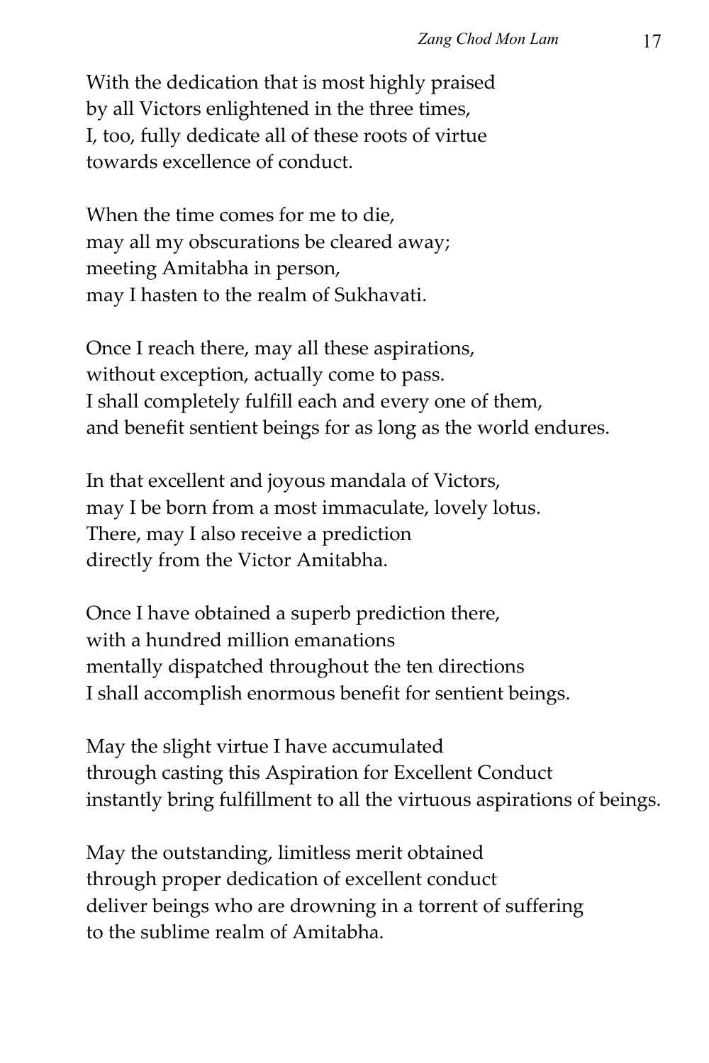With the dedication that is most highly praised
by all Victors enlightened in the three times,
I, too, fully dedicate all of these roots of virtue
towards excellence of conduct.

When the time comes for me to die,
may all my obscurations be cleared away;
meeting Amitabha in person,
may I hasten to the realm of Sukhavati.

Once I reach there, may all these aspirations,
without exception, actually come to pass.
I shall completely fulfill each and every one of them,
and benefit sentient beings for as long as the world endures.

In that excellent and joyous mandala of Victors,
may I be born from a most immaculate, lovely lotus.
There, may I also receive a prediction
directly from the Victor Amitabha.

Once I have obtained a superb prediction there,
with a hundred million emanations
mentally dispatched throughout the ten directions
I shall accomplish enormous benefit for sentient beings.

May the slight virtue I have accumulated
through casting this Aspiration for Excellent Conduct
instantly bring fulfillment to all the virtuous aspirations of beings.

May the outstanding, limitless merit obtained
through proper dedication of excellent conduct
deliver beings who are drowning in a torrent of suffering
to the sublime realm of Amitabha.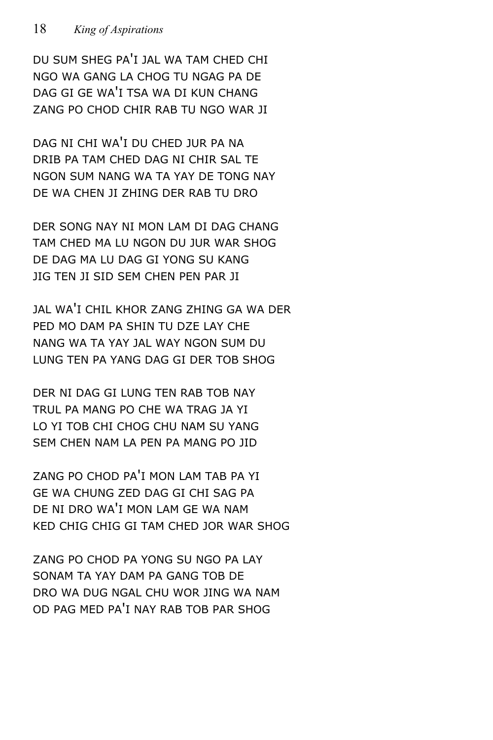DU SUM SHEG PA'I JAL WA TAM CHED CHI
NGO WA GANG LA CHOG TU NGAG PA DE
DAG GI GE WA'I TSA WA DI KUN CHANG
ZANG PO CHOD CHIR RAB TU NGO WAR JI

DAG NI CHI WA'I DU CHED JUR PA NA
DRIB PA TAM CHED DAG NI CHIR SAL TE
NGON SUM NANG WA TA YAY DE TONG NAY
DE WA CHEN JI ZHING DER RAB TU DRO

DER SONG NAY NI MON LAM DI DAG CHANG
TAM CHED MA LU NGON DU JUR WAR SHOG
DE DAG MA LU DAG GI YONG SU KANG
JIG TEN JI SID SEM CHEN PEN PAR JI

JAL WA'I CHIL KHOR ZANG ZHING GA WA DER
PED MO DAM PA SHIN TU DZE LAY CHE
NANG WA TA YAY JAL WAY NGON SUM DU
LUNG TEN PA YANG DAG GI DER TOB SHOG

DER NI DAG GI LUNG TEN RAB TOB NAY
TRUL PA MANG PO CHE WA TRAG JA YI
LO YI TOB CHI CHOG CHU NAM SU YANG
SEM CHEN NAM LA PEN PA MANG PO JID

ZANG PO CHOD PA'I MON LAM TAB PA YI
GE WA CHUNG ZED DAG GI CHI SAG PA
DE NI DRO WA'I MON LAM GE WA NAM
KED CHIG CHIG GI TAM CHED JOR WAR SHOG

ZANG PO CHOD PA YONG SU NGO PA LAY
SONAM TA YAY DAM PA GANG TOB DE
DRO WA DUG NGAL CHU WOR JING WA NAM
OD PAG MED PA'I NAY RAB TOB PAR SHOG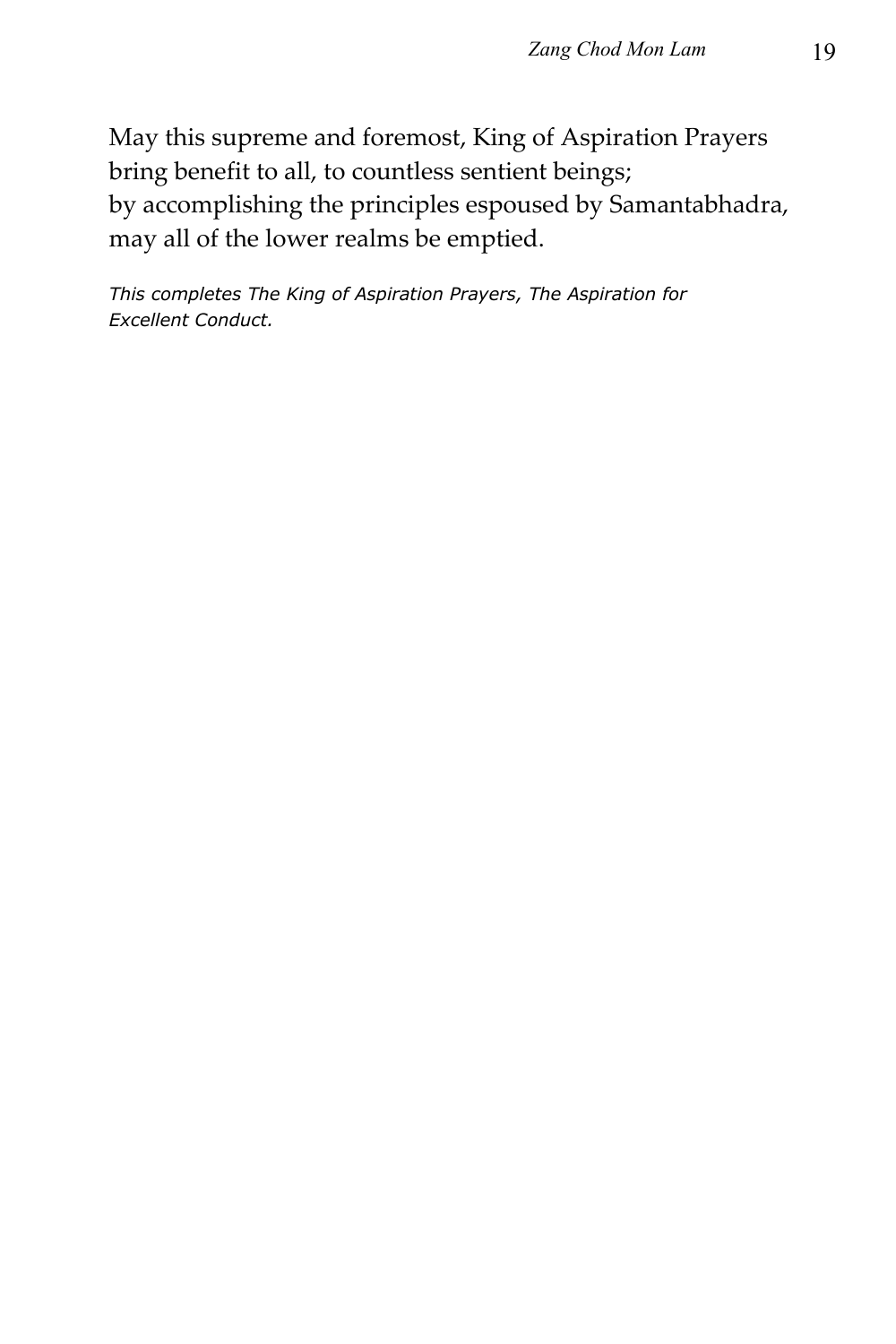May this supreme and foremost, King of Aspiration Prayers
bring benefit to all, to countless sentient beings;
by accomplishing the principles espoused by Samantabhadra,
may all of the lower realms be emptied.

*This completes The King of Aspiration Prayers, The Aspiration for Excellent Conduct.*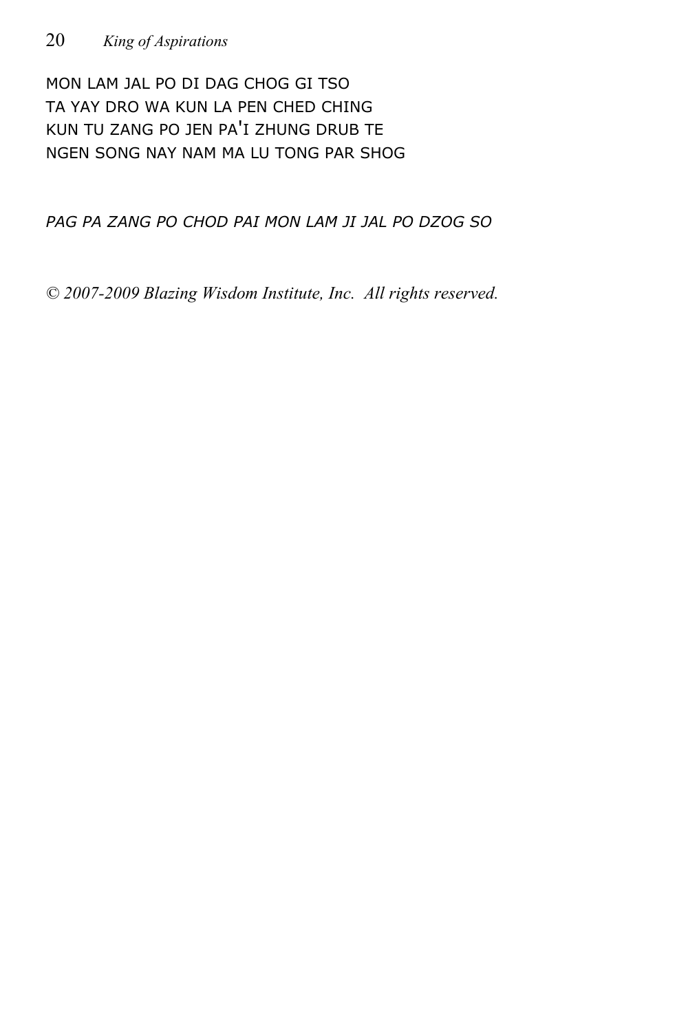MON LAM JAL PO DI DAG CHOG GI TSO
TA YAY DRO WA KUN LA PEN CHED CHING
KUN TU ZANG PO JEN PA'I ZHUNG DRUB TE
NGEN SONG NAY NAM MA LU TONG PAR SHOG

*PAG PA ZANG PO CHOD PAI MON LAM JI JAL PO DZOG SO*

*© 2007-2009 Blazing Wisdom Institute, Inc. All rights reserved.*